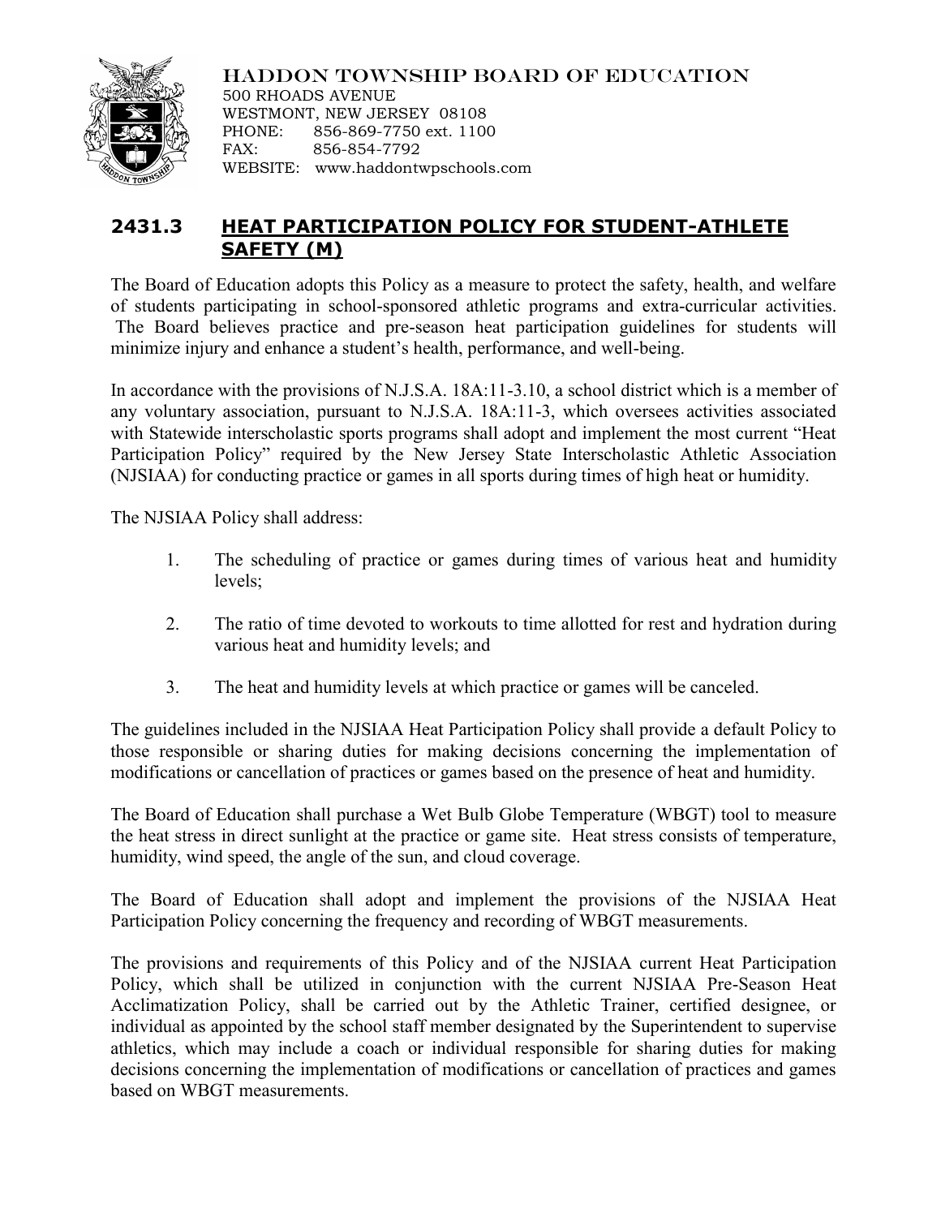HADDON TOWNSHIP BOARD OF EDUCATION
500 RHOADS AVENUE
WESTMONT, NEW JERSEY 08108
PHONE: 856-869-7750 ext. 1100
FAX: 856-854-7792
WEBSITE: www.haddontwpschools.com

# 2431.3 HEAT PARTICIPATION POLICY FOR STUDENT-ATHLETE SAFETY (M)

The Board of Education adopts this Policy as a measure to protect the safety, health, and welfare of students participating in school-sponsored athletic programs and extra-curricular activities. The Board believes practice and pre-season heat participation guidelines for students will minimize injury and enhance a student's health, performance, and well-being.

In accordance with the provisions of N.J.S.A. 18A:11-3.10, a school district which is a member of any voluntary association, pursuant to N.J.S.A. 18A:11-3, which oversees activities associated with Statewide interscholastic sports programs shall adopt and implement the most current "Heat Participation Policy" required by the New Jersey State Interscholastic Athletic Association (NJSIAA) for conducting practice or games in all sports during times of high heat or humidity.

The NJSIAA Policy shall address:

1. The scheduling of practice or games during times of various heat and humidity levels;

2. The ratio of time devoted to workouts to time allotted for rest and hydration during various heat and humidity levels; and

3. The heat and humidity levels at which practice or games will be canceled.

The guidelines included in the NJSIAA Heat Participation Policy shall provide a default Policy to those responsible or sharing duties for making decisions concerning the implementation of modifications or cancellation of practices or games based on the presence of heat and humidity.

The Board of Education shall purchase a Wet Bulb Globe Temperature (WBGT) tool to measure the heat stress in direct sunlight at the practice or game site. Heat stress consists of temperature, humidity, wind speed, the angle of the sun, and cloud coverage.

The Board of Education shall adopt and implement the provisions of the NJSIAA Heat Participation Policy concerning the frequency and recording of WBGT measurements.

The provisions and requirements of this Policy and of the NJSIAA current Heat Participation Policy, which shall be utilized in conjunction with the current NJSIAA Pre-Season Heat Acclimatization Policy, shall be carried out by the Athletic Trainer, certified designee, or individual as appointed by the school staff member designated by the Superintendent to supervise athletics, which may include a coach or individual responsible for sharing duties for making decisions concerning the implementation of modifications or cancellation of practices and games based on WBGT measurements.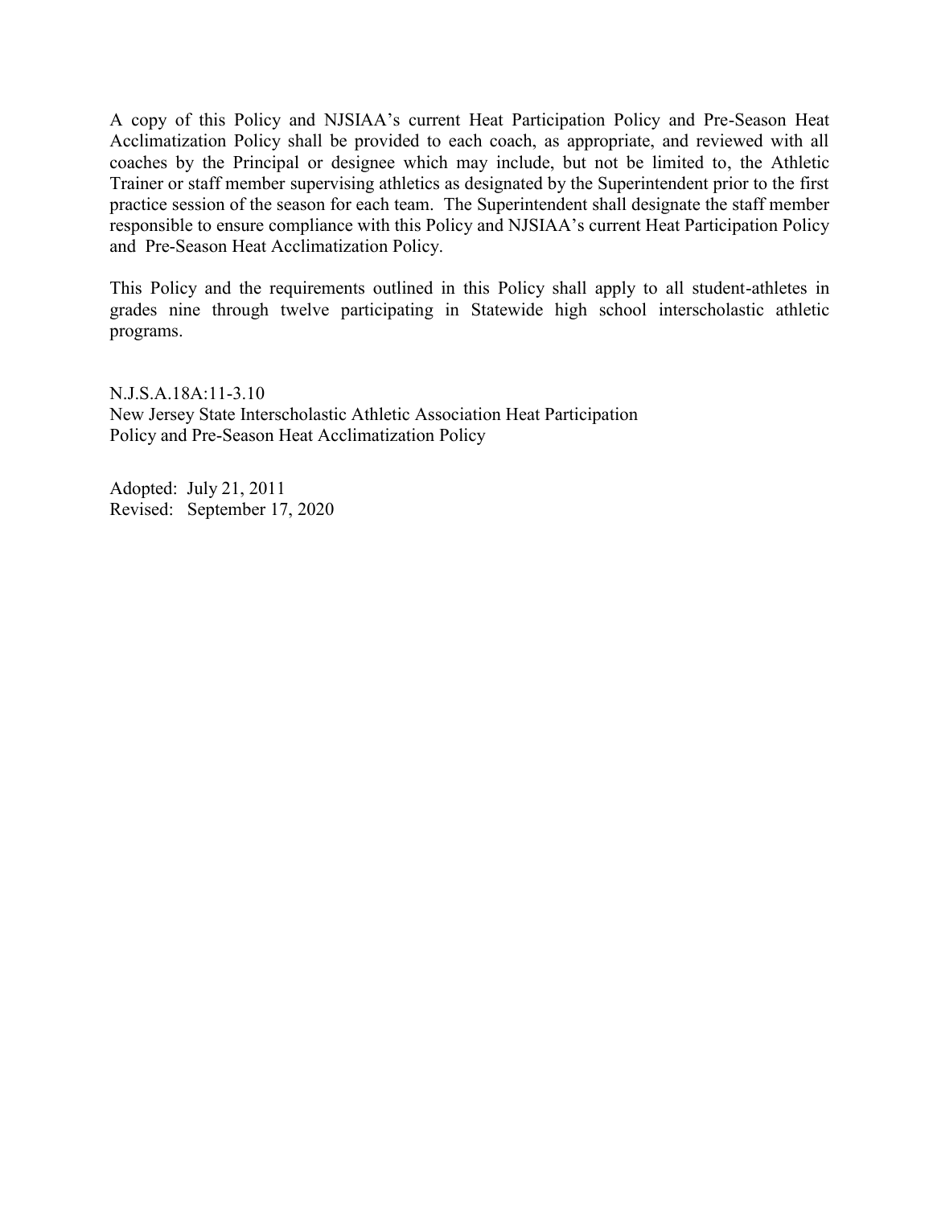A copy of this Policy and NJSIAA's current Heat Participation Policy and Pre-Season Heat Acclimatization Policy shall be provided to each coach, as appropriate, and reviewed with all coaches by the Principal or designee which may include, but not be limited to, the Athletic Trainer or staff member supervising athletics as designated by the Superintendent prior to the first practice session of the season for each team. The Superintendent shall designate the staff member responsible to ensure compliance with this Policy and NJSIAA's current Heat Participation Policy and Pre-Season Heat Acclimatization Policy.

This Policy and the requirements outlined in this Policy shall apply to all student-athletes in grades nine through twelve participating in Statewide high school interscholastic athletic programs.

N.J.S.A.18A:11-3.10
New Jersey State Interscholastic Athletic Association Heat Participation Policy and Pre-Season Heat Acclimatization Policy

Adopted: July 21, 2011
Revised: September 17, 2020